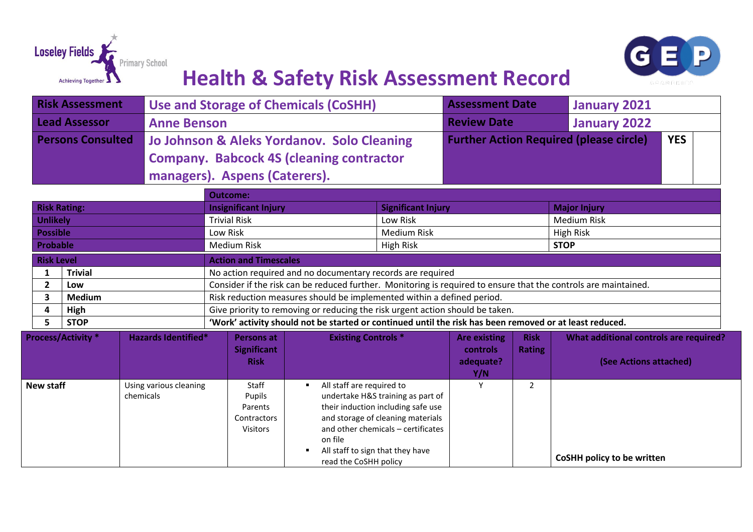Loseley Fields Primary School — Achieving Together

GEP

# Health & Safety Risk Assessment Record

| | | | | |
|---|---|---|---|---|
| **Risk Assessment** | Use and Storage of Chemicals (CoSHH) | **Assessment Date** | January 2021 | |
| **Lead Assessor** | Anne Benson | **Review Date** | January 2022 | |
| **Persons Consulted** | Jo Johnson & Aleks Yordanov. Solo Cleaning Company. Babcock 4S (cleaning contractor managers). Aspens (Caterers). | **Further Action Required (please circle)** | **YES** | |

| **Risk Rating:** | **Outcome:** Insignificant Injury | Significant Injury | Major Injury |
|---|---|---|---|
| **Unlikely** | Trivial Risk | Low Risk | Medium Risk |
| **Possible** | Low Risk | Medium Risk | High Risk |
| **Probable** | Medium Risk | High Risk | **STOP** |

| **Risk Level** | | **Action and Timescales** |
|---|---|---|
| **1** | **Trivial** | No action required and no documentary records are required |
| **2** | **Low** | Consider if the risk can be reduced further. Monitoring is required to ensure that the controls are maintained. |
| **3** | **Medium** | Risk reduction measures should be implemented within a defined period. |
| **4** | **High** | Give priority to removing or reducing the risk urgent action should be taken. |
| **5** | **STOP** | **'Work' activity should not be started or continued until the risk has been removed or at least reduced.** |

| Process/Activity * | Hazards Identified* | Persons at Significant Risk | Existing Controls * | Are existing controls adequate? Y/N | Risk Rating | What additional controls are required? (See Actions attached) |
|---|---|---|---|---|---|---|
| **New staff** | Using various cleaning chemicals | Staff<br>Pupils<br>Parents<br>Contractors<br>Visitors | ▪ All staff are required to undertake H&S training as part of their induction including safe use and storage of cleaning materials and other chemicals – certificates on file<br>▪ All staff to sign that they have read the CoSHH policy | Y | 2 | **CoSHH policy to be written** |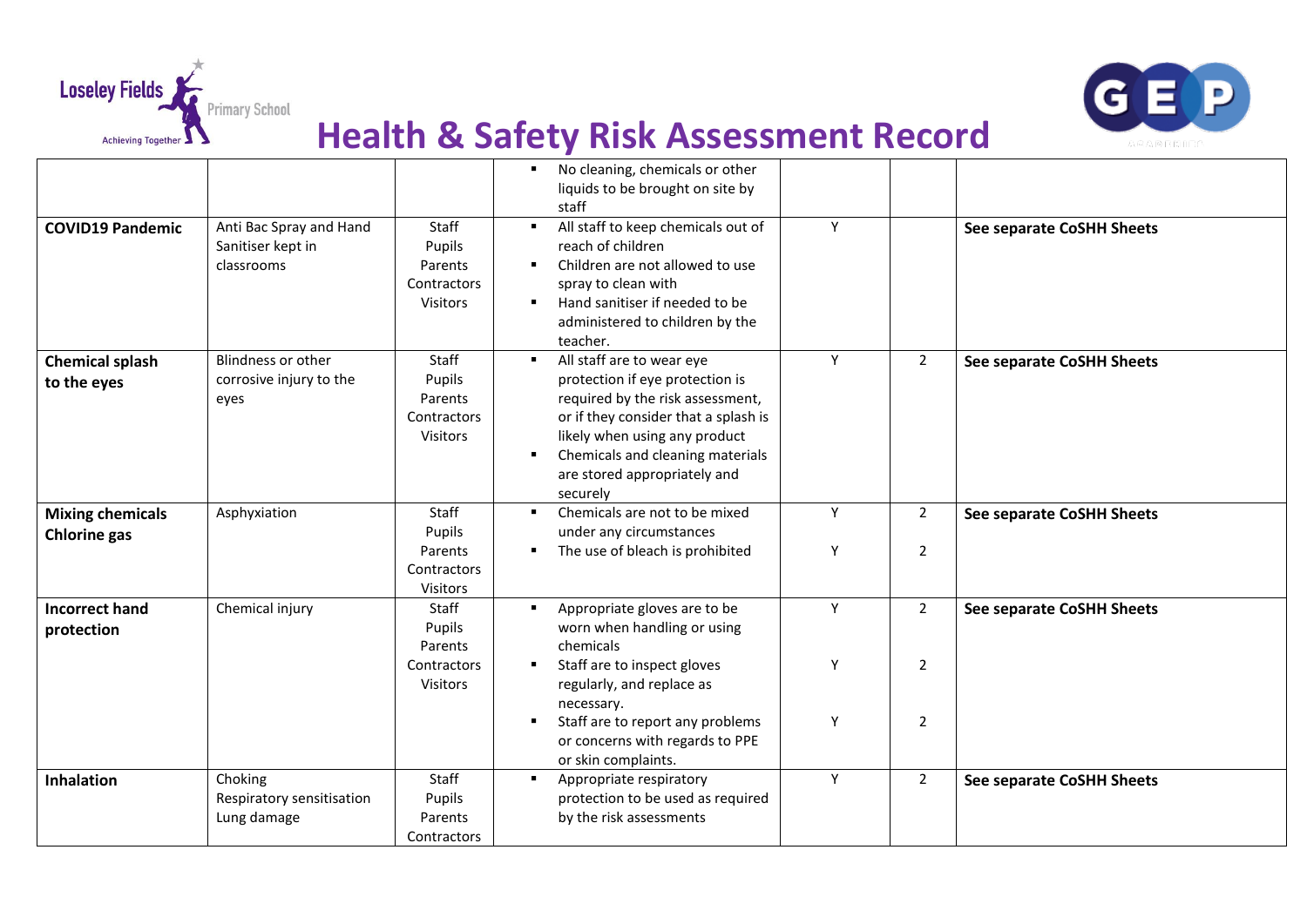# Health & Safety Risk Assessment Record

| | | | | | | |
|---|---|---|---|---|---|---|
| | | | ▪ No cleaning, chemicals or other liquids to be brought on site by staff | | | |
| **COVID19 Pandemic** | Anti Bac Spray and Hand Sanitiser kept in classrooms | Staff<br>Pupils<br>Parents<br>Contractors<br>Visitors | ▪ All staff to keep chemicals out of reach of children<br>▪ Children are not allowed to use spray to clean with<br>▪ Hand sanitiser if needed to be administered to children by the teacher. | Y | | **See separate CoSHH Sheets** |
| **Chemical splash to the eyes** | Blindness or other corrosive injury to the eyes | Staff<br>Pupils<br>Parents<br>Contractors<br>Visitors | ▪ All staff are to wear eye protection if eye protection is required by the risk assessment, or if they consider that a splash is likely when using any product<br>▪ Chemicals and cleaning materials are stored appropriately and securely | Y | 2 | **See separate CoSHH Sheets** |
| **Mixing chemicals Chlorine gas** | Asphyxiation | Staff<br>Pupils<br>Parents<br>Contractors<br>Visitors | ▪ Chemicals are not to be mixed under any circumstances<br>▪ The use of bleach is prohibited | Y<br><br>Y | 2<br><br>2 | **See separate CoSHH Sheets** |
| **Incorrect hand protection** | Chemical injury | Staff<br>Pupils<br>Parents<br>Contractors<br>Visitors | ▪ Appropriate gloves are to be worn when handling or using chemicals<br>▪ Staff are to inspect gloves regularly, and replace as necessary.<br>▪ Staff are to report any problems or concerns with regards to PPE or skin complaints. | Y<br><br>Y<br><br>Y | 2<br><br>2<br><br>2 | **See separate CoSHH Sheets** |
| **Inhalation** | Choking<br>Respiratory sensitisation<br>Lung damage | Staff<br>Pupils<br>Parents<br>Contractors | ▪ Appropriate respiratory protection to be used as required by the risk assessments | Y | 2 | **See separate CoSHH Sheets** |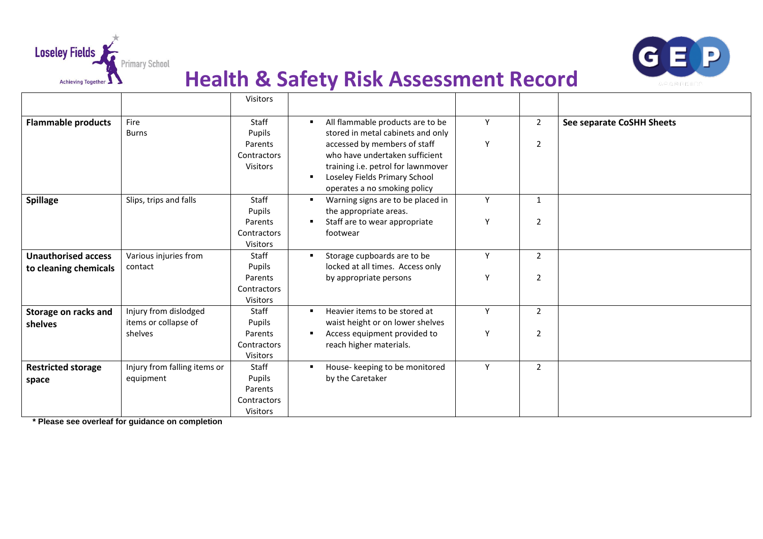# Health & Safety Risk Assessment Record

| | | | | | | |
|---|---|---|---|---|---|---|
| | | Visitors | | | | |
| **Flammable products** | Fire<br>Burns | Staff<br>Pupils<br>Parents<br>Contractors<br>Visitors | ▪ All flammable products are to be stored in metal cabinets and only accessed by members of staff who have undertaken sufficient training i.e. petrol for lawnmover<br>▪ Loseley Fields Primary School operates a no smoking policy | Y<br><br>Y | 2<br><br>2 | **See separate CoSHH Sheets** |
| **Spillage** | Slips, trips and falls | Staff<br>Pupils<br>Parents<br>Contractors<br>Visitors | ▪ Warning signs are to be placed in the appropriate areas.<br>▪ Staff are to wear appropriate footwear | Y<br><br>Y | 1<br><br>2 | |
| **Unauthorised access to cleaning chemicals** | Various injuries from contact | Staff<br>Pupils<br>Parents<br>Contractors<br>Visitors | ▪ Storage cupboards are to be locked at all times. Access only by appropriate persons | Y<br><br>Y | 2<br><br>2 | |
| **Storage on racks and shelves** | Injury from dislodged items or collapse of shelves | Staff<br>Pupils<br>Parents<br>Contractors<br>Visitors | ▪ Heavier items to be stored at waist height or on lower shelves<br>▪ Access equipment provided to reach higher materials. | Y<br><br>Y | 2<br><br>2 | |
| **Restricted storage space** | Injury from falling items or equipment | Staff<br>Pupils<br>Parents<br>Contractors<br>Visitors | ▪ House- keeping to be monitored by the Caretaker | Y | 2 | |

**\* Please see overleaf for guidance on completion**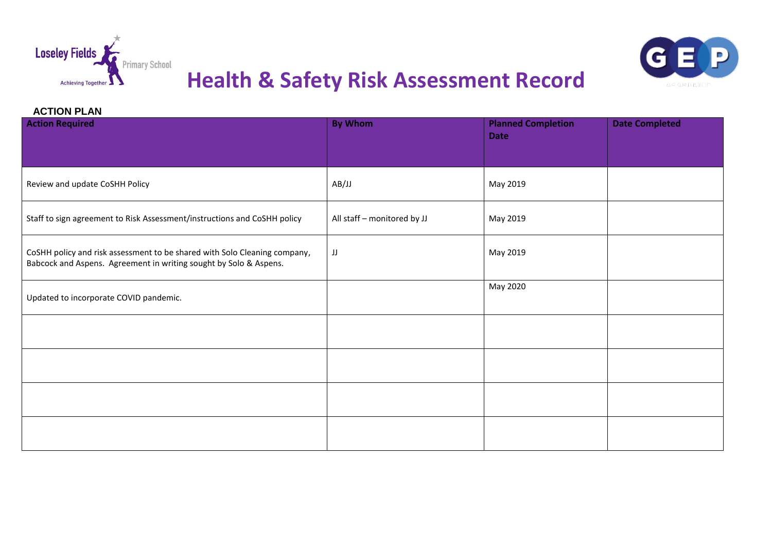# Health & Safety Risk Assessment Record

**ACTION PLAN**

| Action Required | By Whom | Planned Completion Date | Date Completed |
|---|---|---|---|
| Review and update CoSHH Policy | AB/JJ | May 2019 | |
| Staff to sign agreement to Risk Assessment/instructions and CoSHH policy | All staff – monitored by JJ | May 2019 | |
| CoSHH policy and risk assessment to be shared with Solo Cleaning company, Babcock and Aspens. Agreement in writing sought by Solo & Aspens. | JJ | May 2019 | |
| Updated to incorporate COVID pandemic. | | May 2020 | |
| | | | |
| | | | |
| | | | |
| | | | |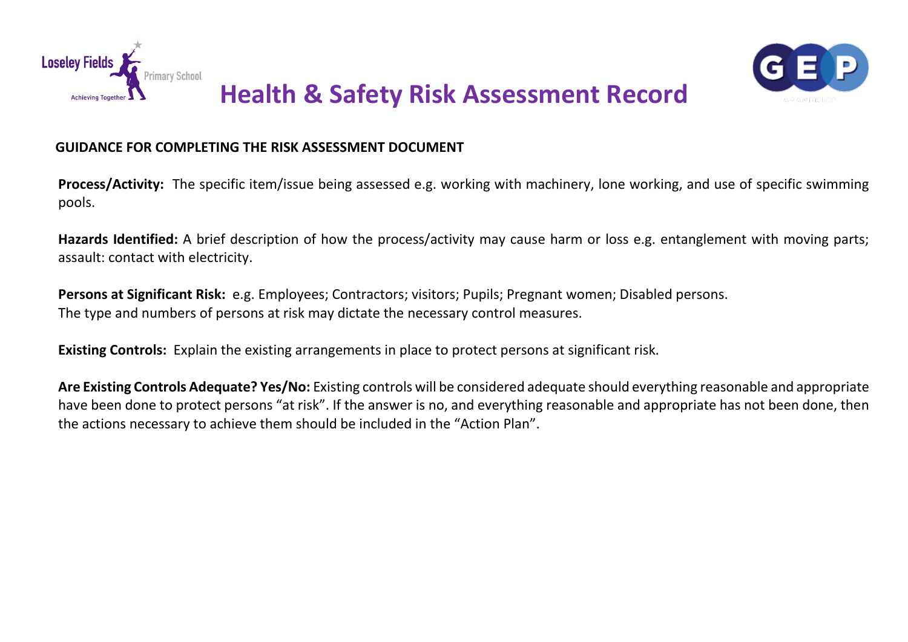# Health & Safety Risk Assessment Record

## GUIDANCE FOR COMPLETING THE RISK ASSESSMENT DOCUMENT

**Process/Activity:** The specific item/issue being assessed e.g. working with machinery, lone working, and use of specific swimming pools.

**Hazards Identified:** A brief description of how the process/activity may cause harm or loss e.g. entanglement with moving parts; assault: contact with electricity.

**Persons at Significant Risk:** e.g. Employees; Contractors; visitors; Pupils; Pregnant women; Disabled persons.
The type and numbers of persons at risk may dictate the necessary control measures.

**Existing Controls:** Explain the existing arrangements in place to protect persons at significant risk.

**Are Existing Controls Adequate? Yes/No:** Existing controls will be considered adequate should everything reasonable and appropriate have been done to protect persons "at risk". If the answer is no, and everything reasonable and appropriate has not been done, then the actions necessary to achieve them should be included in the "Action Plan".